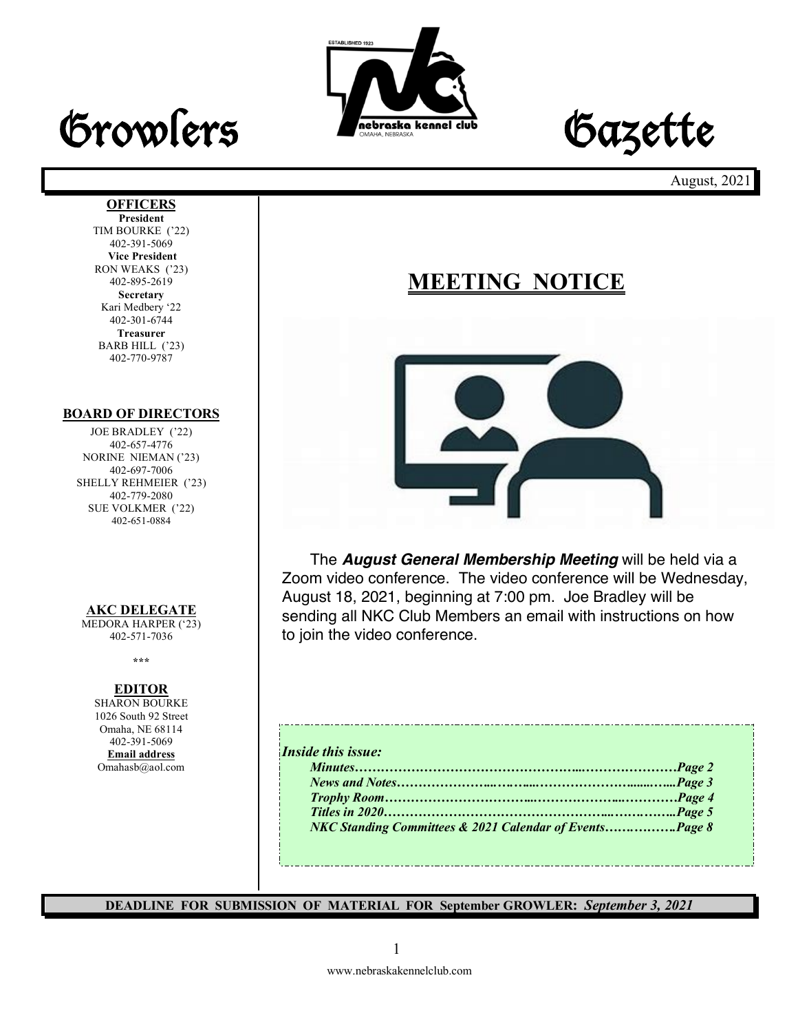# Growlers Gazette

August, 2021

**OFFICERS**

**President**
TIM BOURKE ('22)
402-391-5069

**Vice President**
RON WEAKS ('23)
402-895-2619

**Secretary**
Kari Medbery '22
402-301-6744

**Treasurer**
BARB HILL ('23)
402-770-9787

**BOARD OF DIRECTORS**

JOE BRADLEY ('22)
402-657-4776
NORINE NIEMAN ('23)
402-697-7006
SHELLY REHMEIER ('23)
402-779-2080
SUE VOLKMER ('22)
402-651-0884

**AKC DELEGATE**
MEDORA HARPER ('23)
402-571-7036

\*\*\*

**EDITOR**
SHARON BOURKE
1026 South 92 Street
Omaha, NE 68114
402-391-5069
**Email address**
Omahasb@aol.com

## MEETING NOTICE

The ***August General Membership Meeting*** will be held via a Zoom video conference. The video conference will be Wednesday, August 18, 2021, beginning at 7:00 pm. Joe Bradley will be sending all NKC Club Members an email with instructions on how to join the video conference.

***Inside this issue:***

- *Minutes……………………………………………………………Page 2*
- *News and Notes……………………………………………………Page 3*
- *Trophy Room………………………………………………………Page 4*
- *Titles in 2020………………………………………………………Page 5*
- *NKC Standing Committees & 2021 Calendar of Events……………Page 8*

**DEADLINE FOR SUBMISSION OF MATERIAL FOR September GROWLER:** ***September 3, 2021***

www.nebraskakennelclub.com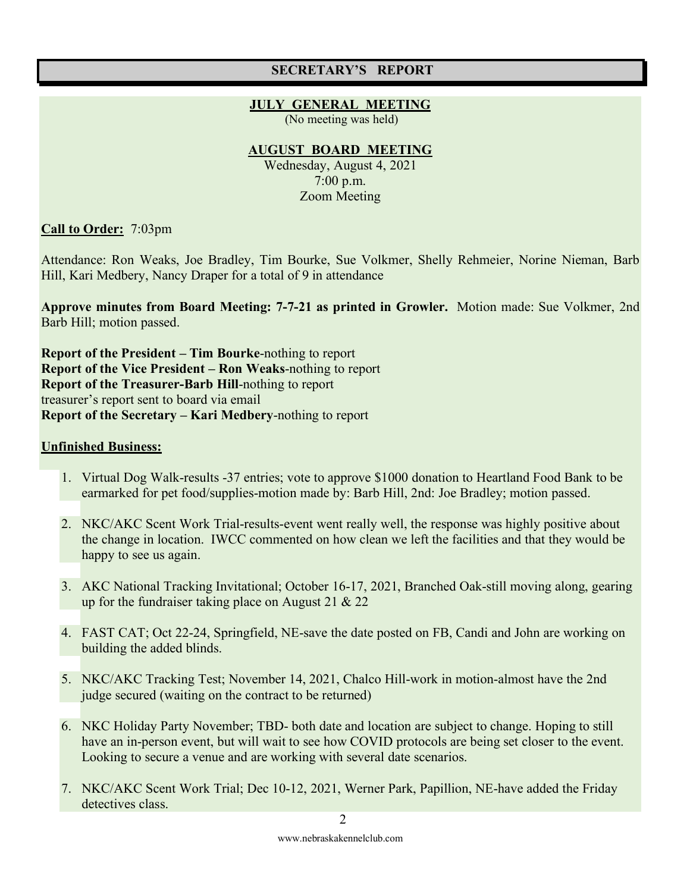## SECRETARY'S REPORT

### JULY GENERAL MEETING

(No meeting was held)

### AUGUST BOARD MEETING

Wednesday, August 4, 2021
7:00 p.m.
Zoom Meeting

**Call to Order:** 7:03pm

Attendance: Ron Weaks, Joe Bradley, Tim Bourke, Sue Volkmer, Shelly Rehmeier, Norine Nieman, Barb Hill, Kari Medbery, Nancy Draper for a total of 9 in attendance

**Approve minutes from Board Meeting: 7-7-21 as printed in Growler.** Motion made: Sue Volkmer, 2nd Barb Hill; motion passed.

**Report of the President – Tim Bourke**-nothing to report
**Report of the Vice President – Ron Weaks**-nothing to report
**Report of the Treasurer-Barb Hill**-nothing to report
treasurer's report sent to board via email
**Report of the Secretary – Kari Medbery**-nothing to report

**Unfinished Business:**

1. Virtual Dog Walk-results -37 entries; vote to approve $1000 donation to Heartland Food Bank to be earmarked for pet food/supplies-motion made by: Barb Hill, 2nd: Joe Bradley; motion passed.

2. NKC/AKC Scent Work Trial-results-event went really well, the response was highly positive about the change in location. IWCC commented on how clean we left the facilities and that they would be happy to see us again.

3. AKC National Tracking Invitational; October 16-17, 2021, Branched Oak-still moving along, gearing up for the fundraiser taking place on August 21 & 22

4. FAST CAT; Oct 22-24, Springfield, NE-save the date posted on FB, Candi and John are working on building the added blinds.

5. NKC/AKC Tracking Test; November 14, 2021, Chalco Hill-work in motion-almost have the 2nd judge secured (waiting on the contract to be returned)

6. NKC Holiday Party November; TBD- both date and location are subject to change. Hoping to still have an in-person event, but will wait to see how COVID protocols are being set closer to the event. Looking to secure a venue and are working with several date scenarios.

7. NKC/AKC Scent Work Trial; Dec 10-12, 2021, Werner Park, Papillion, NE-have added the Friday detectives class.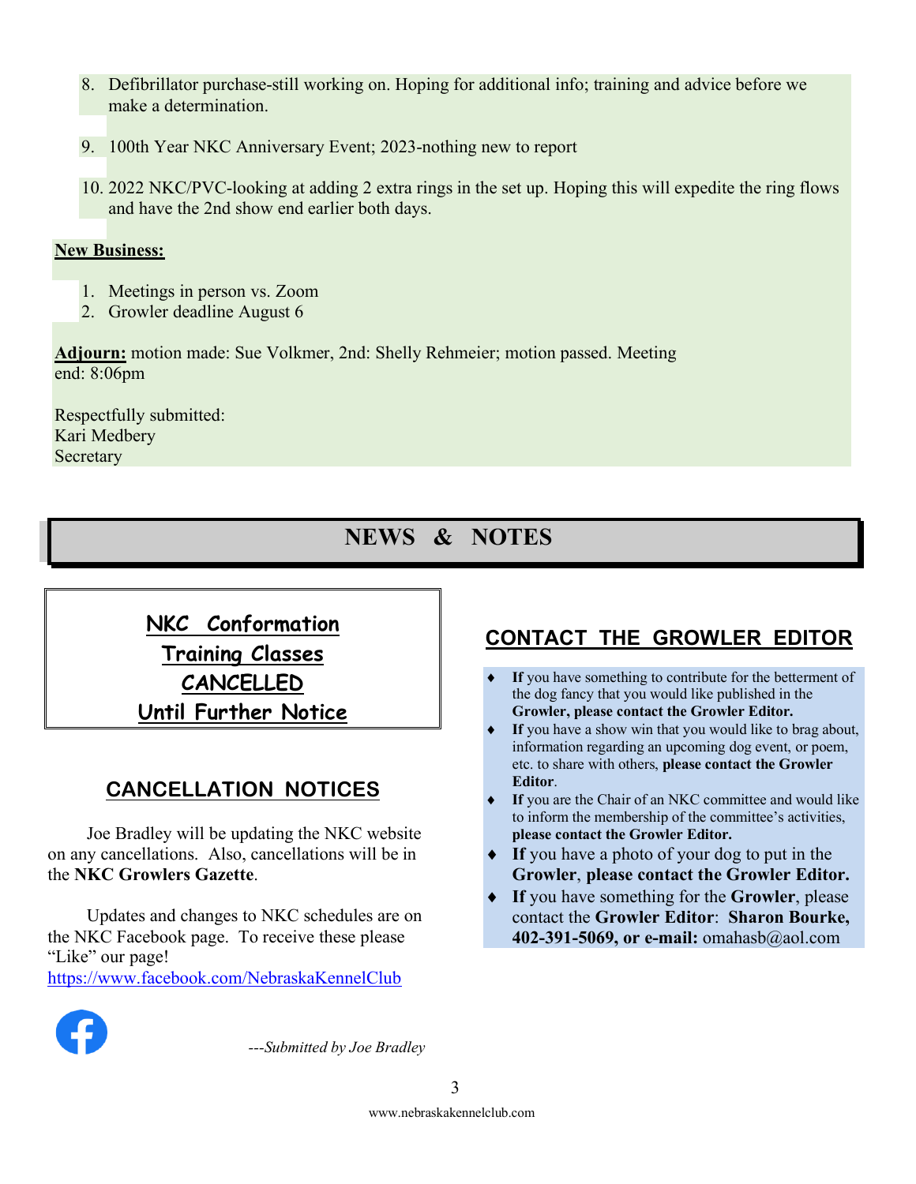8. Defibrillator purchase-still working on. Hoping for additional info; training and advice before we make a determination.

9. 100th Year NKC Anniversary Event; 2023-nothing new to report

10. 2022 NKC/PVC-looking at adding 2 extra rings in the set up. Hoping this will expedite the ring flows and have the 2nd show end earlier both days.

**New Business:**

1. Meetings in person vs. Zoom
2. Growler deadline August 6

**Adjourn:** motion made: Sue Volkmer, 2nd: Shelly Rehmeier; motion passed. Meeting end: 8:06pm

Respectfully submitted:
Kari Medbery
Secretary

# NEWS & NOTES

## NKC Conformation Training Classes CANCELLED Until Further Notice

## CANCELLATION NOTICES

Joe Bradley will be updating the NKC website on any cancellations. Also, cancellations will be in the **NKC Growlers Gazette**.

Updates and changes to NKC schedules are on the NKC Facebook page. To receive these please "Like" our page!
https://www.facebook.com/NebraskaKennelClub

*---Submitted by Joe Bradley*

## CONTACT THE GROWLER EDITOR

- **If** you have something to contribute for the betterment of the dog fancy that you would like published in the **Growler, please contact the Growler Editor.**
- **If** you have a show win that you would like to brag about, information regarding an upcoming dog event, or poem, etc. to share with others, **please contact the Growler Editor**.
- **If** you are the Chair of an NKC committee and would like to inform the membership of the committee's activities, **please contact the Growler Editor.**
- **If** you have a photo of your dog to put in the **Growler**, **please contact the Growler Editor.**
- **If** you have something for the **Growler**, please contact the **Growler Editor**: **Sharon Bourke, 402-391-5069, or e-mail:** omahasb@aol.com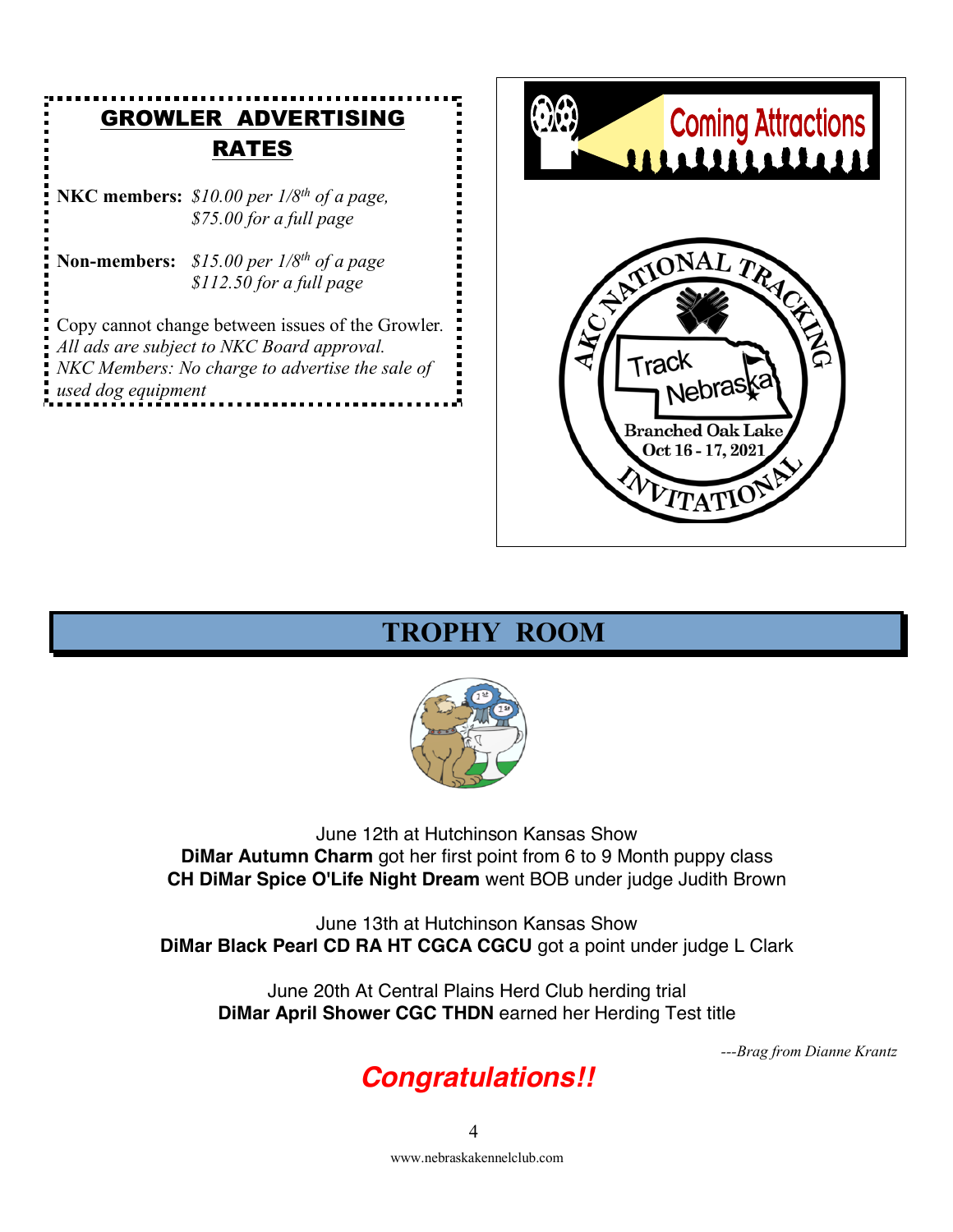## GROWLER ADVERTISING RATES

**NKC members:** *$10.00 per 1/8th of a page, $75.00 for a full page*

**Non-members:** *$15.00 per 1/8th of a page $112.50 for a full page*

Copy cannot change between issues of the Growler.
*All ads are subject to NKC Board approval.*
*NKC Members: No charge to advertise the sale of used dog equipment*

Coming Attractions

AKC NATIONAL TRACKING INVITATIONAL
Track Nebraska
Branched Oak Lake
Oct 16 - 17, 2021

## TROPHY ROOM

June 12th at Hutchinson Kansas Show
**DiMar Autumn Charm** got her first point from 6 to 9 Month puppy class
**CH DiMar Spice O'Life Night Dream** went BOB under judge Judith Brown

June 13th at Hutchinson Kansas Show
**DiMar Black Pearl CD RA HT CGCA CGCU** got a point under judge L Clark

June 20th At Central Plains Herd Club herding trial
**DiMar April Shower CGC THDN** earned her Herding Test title

*---Brag from Dianne Krantz*

***Congratulations!!***

www.nebraskakennelclub.com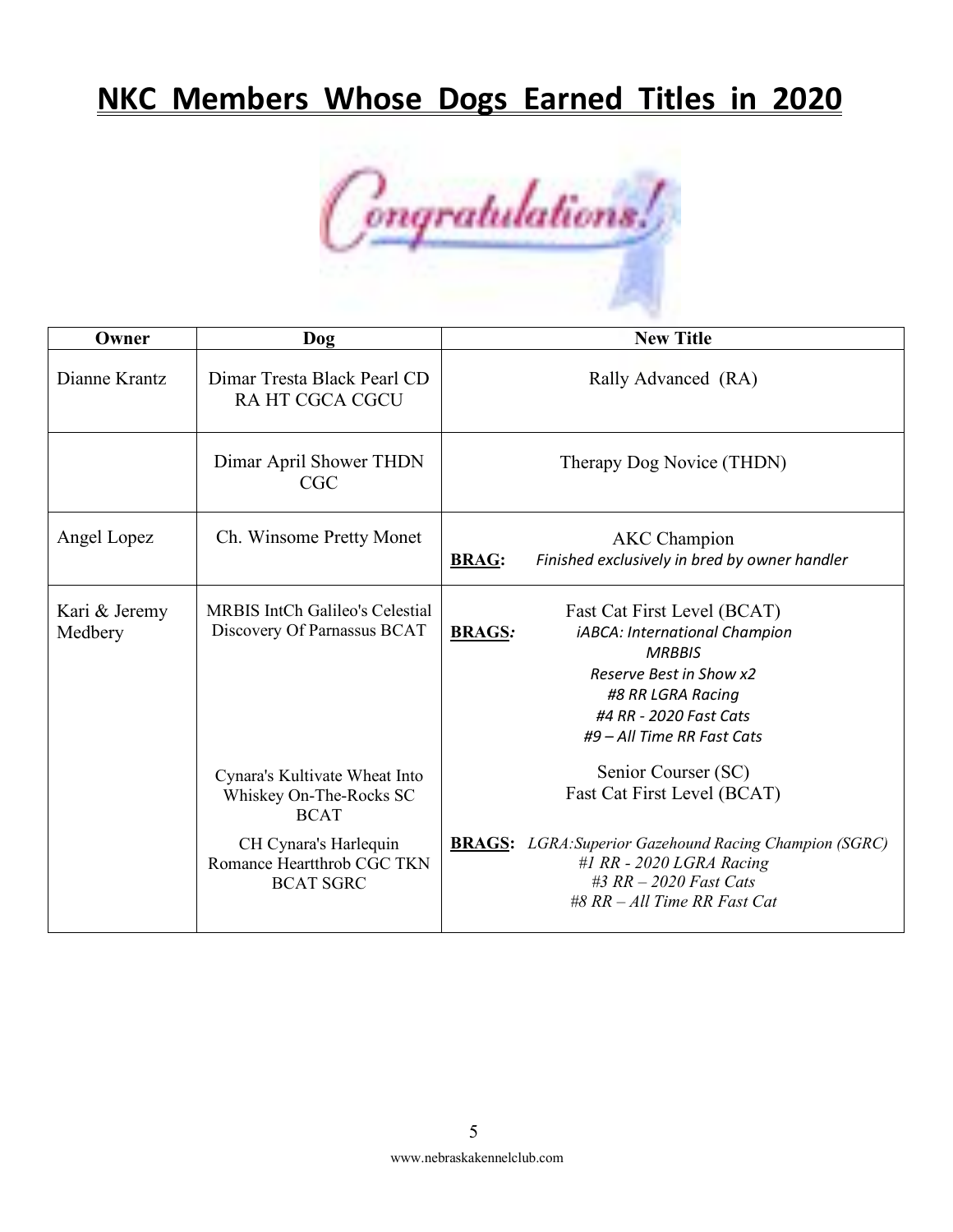# NKC Members Whose Dogs Earned Titles in 2020

| Owner | Dog | New Title |
|---|---|---|
| Dianne Krantz | Dimar Tresta Black Pearl CD RA HT CGCA CGCU | Rally Advanced (RA) |
| | Dimar April Shower THDN CGC | Therapy Dog Novice (THDN) |
| Angel Lopez | Ch. Winsome Pretty Monet | AKC Champion<br>**BRAG:** *Finished exclusively in bred by owner handler* |
| Kari & Jeremy Medbery | MRBIS IntCh Galileo's Celestial Discovery Of Parnassus BCAT | Fast Cat First Level (BCAT)<br>**BRAGS:** *iABCA: International Champion*<br>*MRBBIS*<br>*Reserve Best in Show x2*<br>*#8 RR LGRA Racing*<br>*#4 RR - 2020 Fast Cats*<br>*#9 – All Time RR Fast Cats* |
| | Cynara's Kultivate Wheat Into Whiskey On-The-Rocks SC BCAT | Senior Courser (SC)<br>Fast Cat First Level (BCAT) |
| | CH Cynara's Harlequin Romance Heartthrob CGC TKN BCAT SGRC | **BRAGS:** *LGRA:Superior Gazehound Racing Champion (SGRC)*<br>*#1 RR - 2020 LGRA Racing*<br>*#3 RR – 2020 Fast Cats*<br>*#8 RR – All Time RR Fast Cat* |

www.nebraskakennelclub.com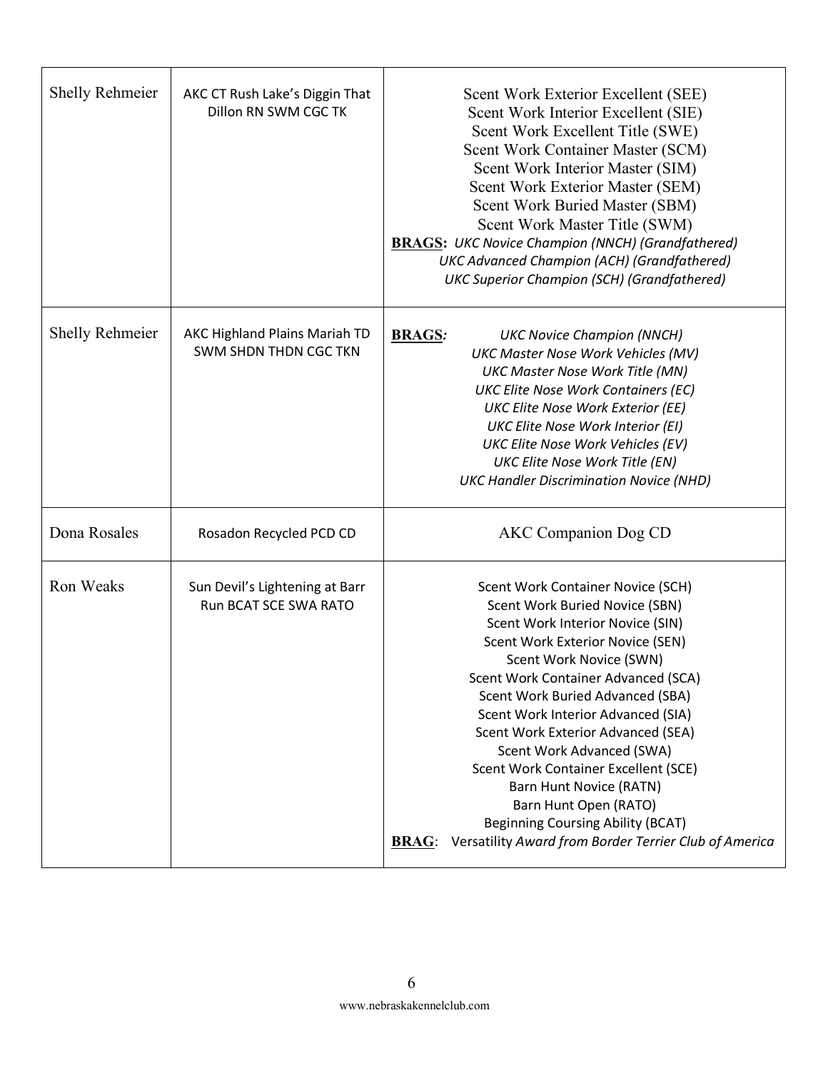| | | |
|---|---|---|
| Shelly Rehmeier | AKC CT Rush Lake's Diggin That Dillon RN SWM CGC TK | Scent Work Exterior Excellent (SEE)<br>Scent Work Interior Excellent (SIE)<br>Scent Work Excellent Title (SWE)<br>Scent Work Container Master (SCM)<br>Scent Work Interior Master (SIM)<br>Scent Work Exterior Master (SEM)<br>Scent Work Buried Master (SBM)<br>Scent Work Master Title (SWM)<br>**BRAGS:** *UKC Novice Champion (NNCH) (Grandfathered)*<br>*UKC Advanced Champion (ACH) (Grandfathered)*<br>*UKC Superior Champion (SCH) (Grandfathered)* |
| Shelly Rehmeier | AKC Highland Plains Mariah TD SWM SHDN THDN CGC TKN | **BRAGS***:* *UKC Novice Champion (NNCH)*<br>*UKC Master Nose Work Vehicles (MV)*<br>*UKC Master Nose Work Title (MN)*<br>*UKC Elite Nose Work Containers (EC)*<br>*UKC Elite Nose Work Exterior (EE)*<br>*UKC Elite Nose Work Interior (EI)*<br>*UKC Elite Nose Work Vehicles (EV)*<br>*UKC Elite Nose Work Title (EN)*<br>*UKC Handler Discrimination Novice (NHD)* |
| Dona Rosales | Rosadon Recycled PCD CD | AKC Companion Dog CD |
| Ron Weaks | Sun Devil's Lightening at Barr Run BCAT SCE SWA RATO | Scent Work Container Novice (SCH)<br>Scent Work Buried Novice (SBN)<br>Scent Work Interior Novice (SIN)<br>Scent Work Exterior Novice (SEN)<br>Scent Work Novice (SWN)<br>Scent Work Container Advanced (SCA)<br>Scent Work Buried Advanced (SBA)<br>Scent Work Interior Advanced (SIA)<br>Scent Work Exterior Advanced (SEA)<br>Scent Work Advanced (SWA)<br>Scent Work Container Excellent (SCE)<br>Barn Hunt Novice (RATN)<br>Barn Hunt Open (RATO)<br>Beginning Coursing Ability (BCAT)<br>**BRAG**: Versatility *Award from Border Terrier Club of America* |

www.nebraskakennelclub.com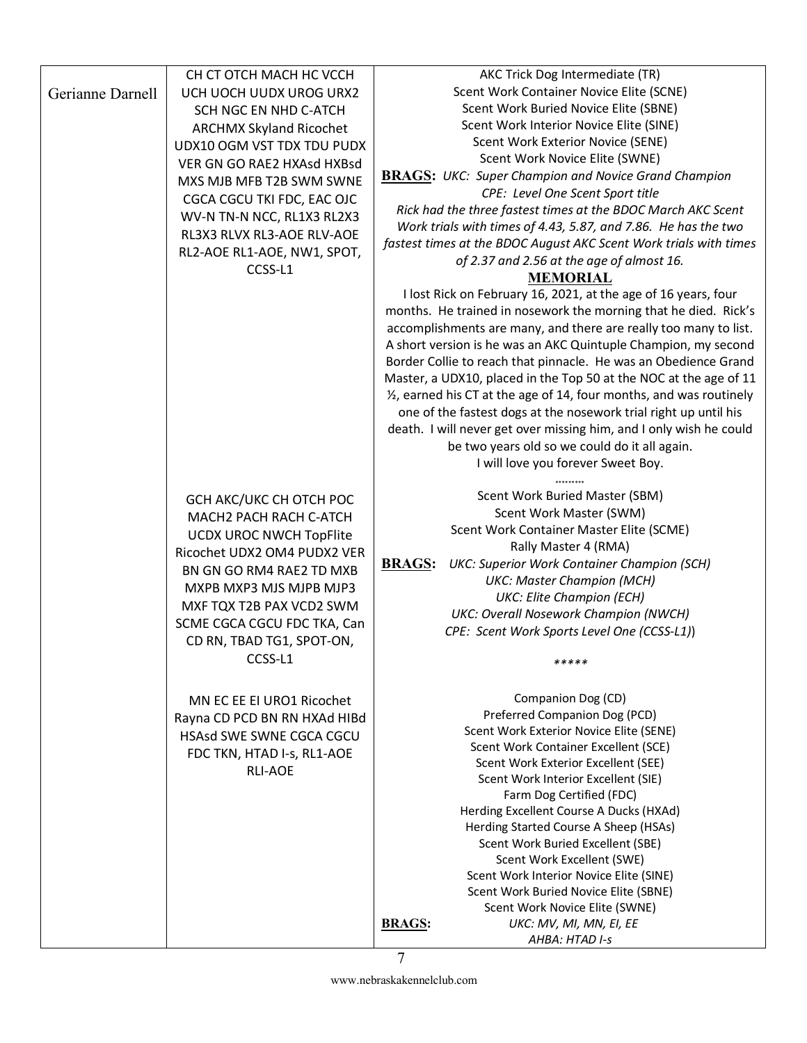| | | |
|---|---|---|
| Gerianne Darnell | CH CT OTCH MACH HC VCCH UCH UOCH UUDX UROG URX2 SCH NGC EN NHD C-ATCH ARCHMX Skyland Ricochet UDX10 OGM VST TDX TDU PUDX VER GN GO RAE2 HXAsd HXBsd MXS MJB MFB T2B SWM SWNE CGCA CGCU TKI FDC, EAC OJC WV-N TN-N NCC, RL1X3 RL2X3 RL3X3 RLVX RL3-AOE RLV-AOE RL2-AOE RL1-AOE, NW1, SPOT, CCSS-L1 | AKC Trick Dog Intermediate (TR)<br>Scent Work Container Novice Elite (SCNE)<br>Scent Work Buried Novice Elite (SBNE)<br>Scent Work Interior Novice Elite (SINE)<br>Scent Work Exterior Novice (SENE)<br>Scent Work Novice Elite (SWNE)<br>**BRAGS:** *UKC: Super Champion and Novice Grand Champion*<br>*CPE: Level One Scent Sport title*<br>*Rick had the three fastest times at the BDOC March AKC Scent Work trials with times of 4.43, 5.87, and 7.86. He has the two fastest times at the BDOC August AKC Scent Work trials with times of 2.37 and 2.56 at the age of almost 16.*<br>**MEMORIAL**<br>I lost Rick on February 16, 2021, at the age of 16 years, four months. He trained in nosework the morning that he died. Rick's accomplishments are many, and there are really too many to list. A short version is he was an AKC Quintuple Champion, my second Border Collie to reach that pinnacle. He was an Obedience Grand Master, a UDX10, placed in the Top 50 at the NOC at the age of 11 ½, earned his CT at the age of 14, four months, and was routinely one of the fastest dogs at the nosework trial right up until his death. I will never get over missing him, and I only wish he could be two years old so we could do it all again.<br>I will love you forever Sweet Boy.<br>\*\*\*\*\*\*\*\*\* |
| | GCH AKC/UKC CH OTCH POC MACH2 PACH RACH C-ATCH UCDX UROC NWCH TopFlite Ricochet UDX2 OM4 PUDX2 VER BN GN GO RM4 RAE2 TD MXB MXPB MXP3 MJS MJPB MJP3 MXF TQX T2B PAX VCD2 SWM SCME CGCA CGCU FDC TKA, Can CD RN, TBAD TG1, SPOT-ON, CCSS-L1 | Scent Work Buried Master (SBM)<br>Scent Work Master (SWM)<br>Scent Work Container Master Elite (SCME)<br>Rally Master 4 (RMA)<br>**BRAGS:** *UKC: Superior Work Container Champion (SCH)*<br>*UKC: Master Champion (MCH)*<br>*UKC: Elite Champion (ECH)*<br>*UKC: Overall Nosework Champion (NWCH)*<br>*CPE: Scent Work Sports Level One (CCSS-L1)*<br>*\*\*\*\*\** |
| | MN EC EE EI URO1 Ricochet Rayna CD PCD BN RN HXAd HIBd HSAsd SWE SWNE CGCA CGCU FDC TKN, HTAD I-s, RL1-AOE RLI-AOE | Companion Dog (CD)<br>Preferred Companion Dog (PCD)<br>Scent Work Exterior Novice Elite (SENE)<br>Scent Work Container Excellent (SCE)<br>Scent Work Exterior Excellent (SEE)<br>Scent Work Interior Excellent (SIE)<br>Farm Dog Certified (FDC)<br>Herding Excellent Course A Ducks (HXAd)<br>Herding Started Course A Sheep (HSAs)<br>Scent Work Buried Excellent (SBE)<br>Scent Work Excellent (SWE)<br>Scent Work Interior Novice Elite (SINE)<br>Scent Work Buried Novice Elite (SBNE)<br>Scent Work Novice Elite (SWNE)<br>**BRAGS:** *UKC: MV, MI, MN, EI, EE*<br>*AHBA: HTAD I-s* |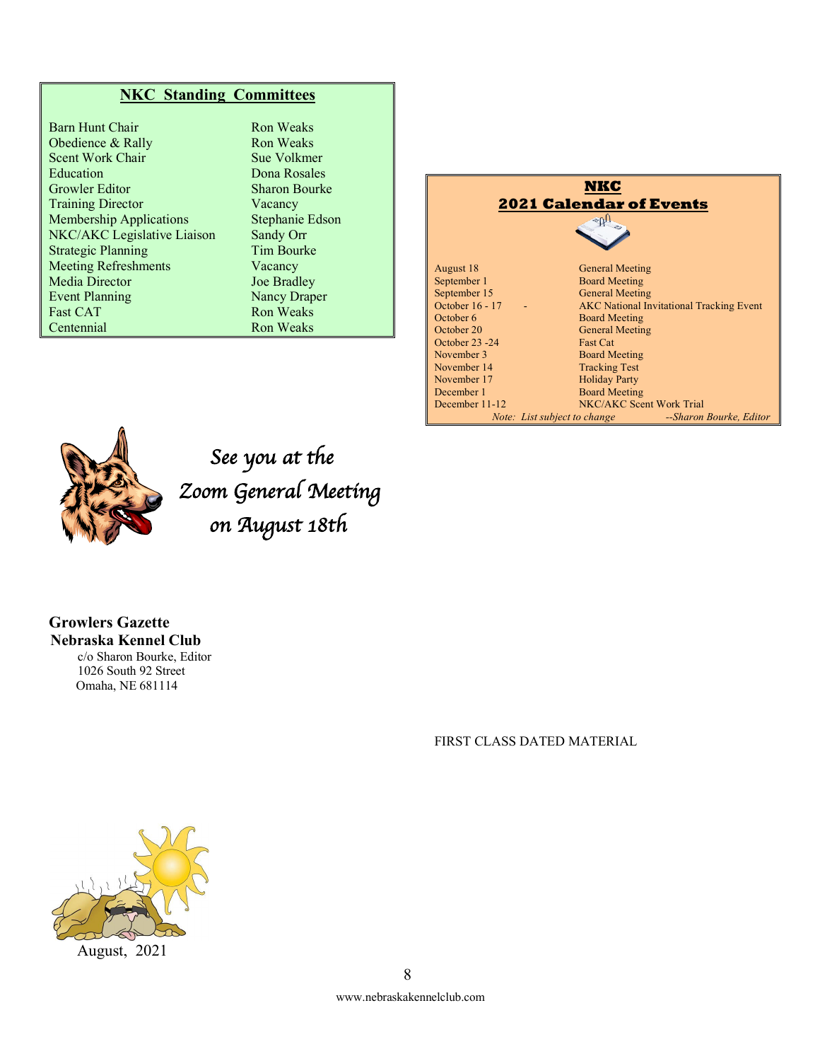## NKC Standing Committees

| | |
|---|---|
| Barn Hunt Chair | Ron Weaks |
| Obedience & Rally | Ron Weaks |
| Scent Work Chair | Sue Volkmer |
| Education | Dona Rosales |
| Growler Editor | Sharon Bourke |
| Training Director | Vacancy |
| Membership Applications | Stephanie Edson |
| NKC/AKC Legislative Liaison | Sandy Orr |
| Strategic Planning | Tim Bourke |
| Meeting Refreshments | Vacancy |
| Media Director | Joe Bradley |
| Event Planning | Nancy Draper |
| Fast CAT | Ron Weaks |
| Centennial | Ron Weaks |

## NKC 2021 Calendar of Events

| | |
|---|---|
| August 18 | General Meeting |
| September 1 | Board Meeting |
| September 15 | General Meeting |
| October 16 - 17 - | AKC National Invitational Tracking Event |
| October 6 | Board Meeting |
| October 20 | General Meeting |
| October 23 -24 | Fast Cat |
| November 3 | Board Meeting |
| November 14 | Tracking Test |
| November 17 | Holiday Party |
| December 1 | Board Meeting |
| December 11-12 | NKC/AKC Scent Work Trial |

*Note: List subject to change* *--Sharon Bourke, Editor*

*See you at the Zoom General Meeting on August 18th*

**Growlers Gazette**
**Nebraska Kennel Club**
c/o Sharon Bourke, Editor
1026 South 92 Street
Omaha, NE 681114

FIRST CLASS DATED MATERIAL

August, 2021

www.nebraskakennelclub.com